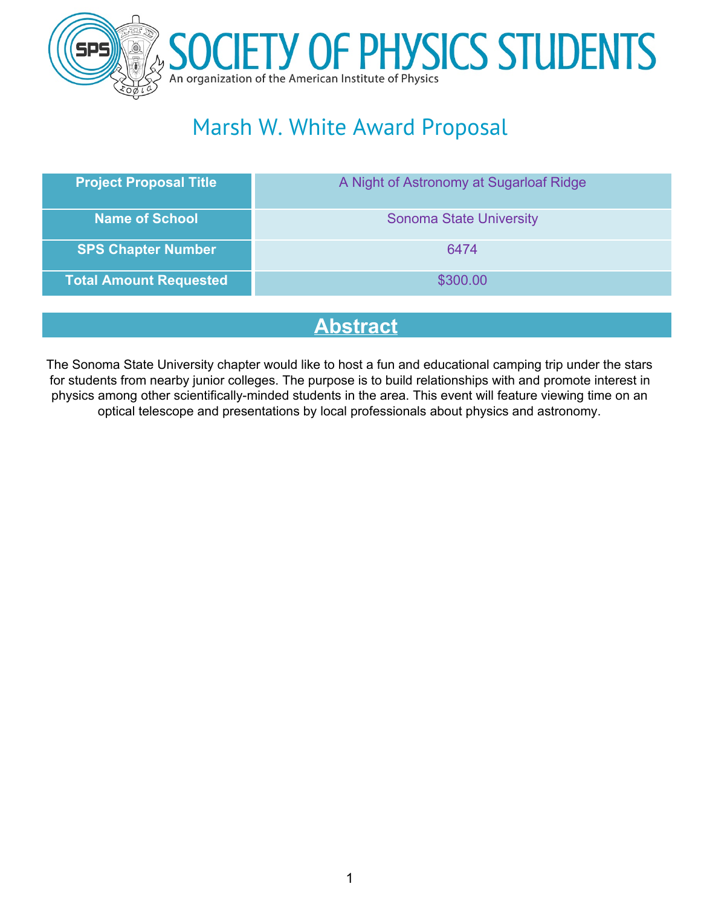# SOCIETY OF PHYSICS STUDENTS

An organization of the American Institute of Physics

## Marsh W. White Award Proposal

| Project Proposal Title | A Night of Astronomy at Sugarloaf Ridge |
|---|---|
| Name of School | Sonoma State University |
| SPS Chapter Number | 6474 |
| Total Amount Requested | $300.00 |

## Abstract

The Sonoma State University chapter would like to host a fun and educational camping trip under the stars for students from nearby junior colleges. The purpose is to build relationships with and promote interest in physics among other scientifically-minded students in the area. This event will feature viewing time on an optical telescope and presentations by local professionals about physics and astronomy.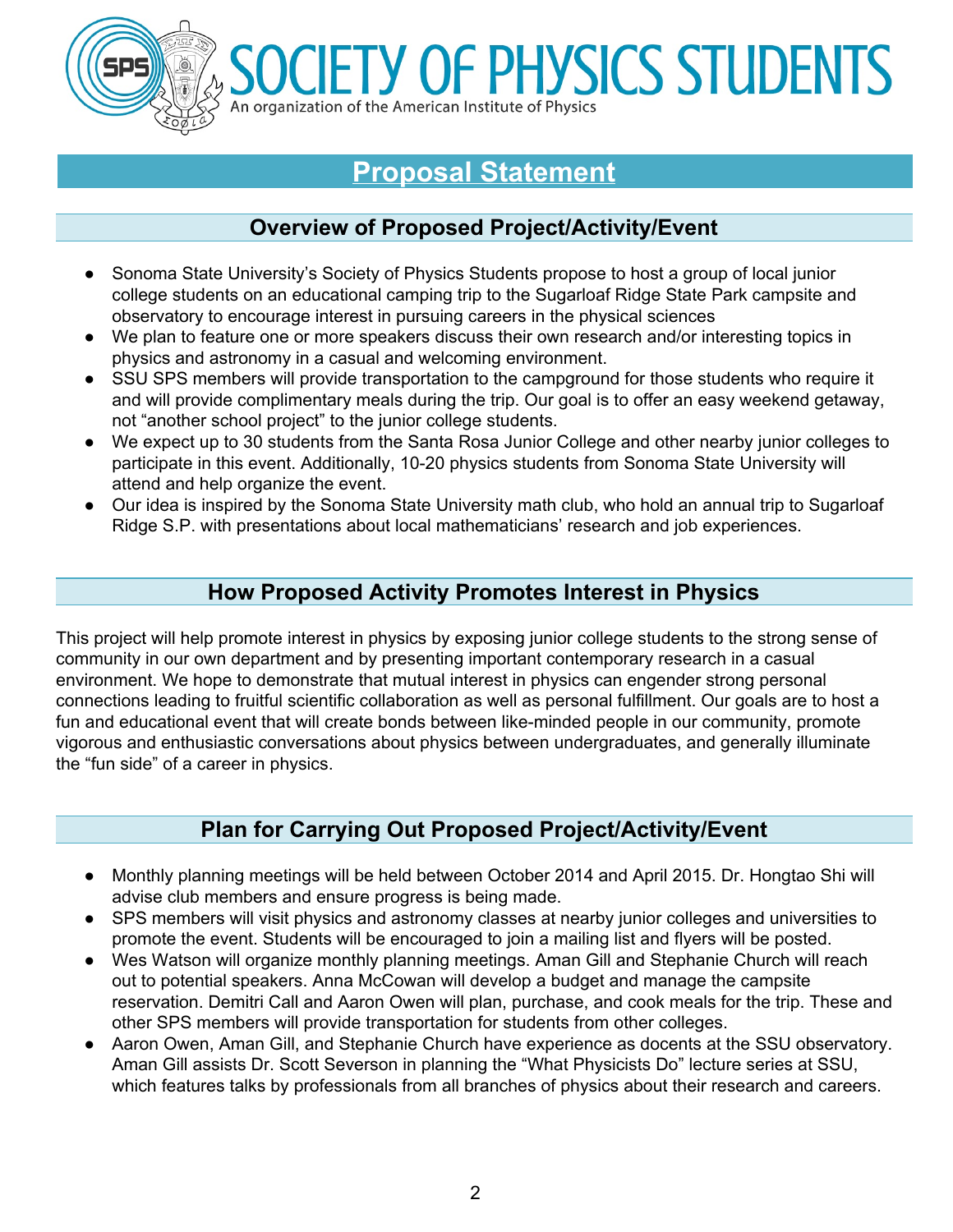# Proposal Statement

## Overview of Proposed Project/Activity/Event

- Sonoma State University's Society of Physics Students propose to host a group of local junior college students on an educational camping trip to the Sugarloaf Ridge State Park campsite and observatory to encourage interest in pursuing careers in the physical sciences
- We plan to feature one or more speakers discuss their own research and/or interesting topics in physics and astronomy in a casual and welcoming environment.
- SSU SPS members will provide transportation to the campground for those students who require it and will provide complimentary meals during the trip. Our goal is to offer an easy weekend getaway, not "another school project" to the junior college students.
- We expect up to 30 students from the Santa Rosa Junior College and other nearby junior colleges to participate in this event. Additionally, 10-20 physics students from Sonoma State University will attend and help organize the event.
- Our idea is inspired by the Sonoma State University math club, who hold an annual trip to Sugarloaf Ridge S.P. with presentations about local mathematicians' research and job experiences.

## How Proposed Activity Promotes Interest in Physics

This project will help promote interest in physics by exposing junior college students to the strong sense of community in our own department and by presenting important contemporary research in a casual environment. We hope to demonstrate that mutual interest in physics can engender strong personal connections leading to fruitful scientific collaboration as well as personal fulfillment. Our goals are to host a fun and educational event that will create bonds between like-minded people in our community, promote vigorous and enthusiastic conversations about physics between undergraduates, and generally illuminate the "fun side" of a career in physics.

## Plan for Carrying Out Proposed Project/Activity/Event

- Monthly planning meetings will be held between October 2014 and April 2015. Dr. Hongtao Shi will advise club members and ensure progress is being made.
- SPS members will visit physics and astronomy classes at nearby junior colleges and universities to promote the event. Students will be encouraged to join a mailing list and flyers will be posted.
- Wes Watson will organize monthly planning meetings. Aman Gill and Stephanie Church will reach out to potential speakers. Anna McCowan will develop a budget and manage the campsite reservation. Demitri Call and Aaron Owen will plan, purchase, and cook meals for the trip. These and other SPS members will provide transportation for students from other colleges.
- Aaron Owen, Aman Gill, and Stephanie Church have experience as docents at the SSU observatory. Aman Gill assists Dr. Scott Severson in planning the "What Physicists Do" lecture series at SSU, which features talks by professionals from all branches of physics about their research and careers.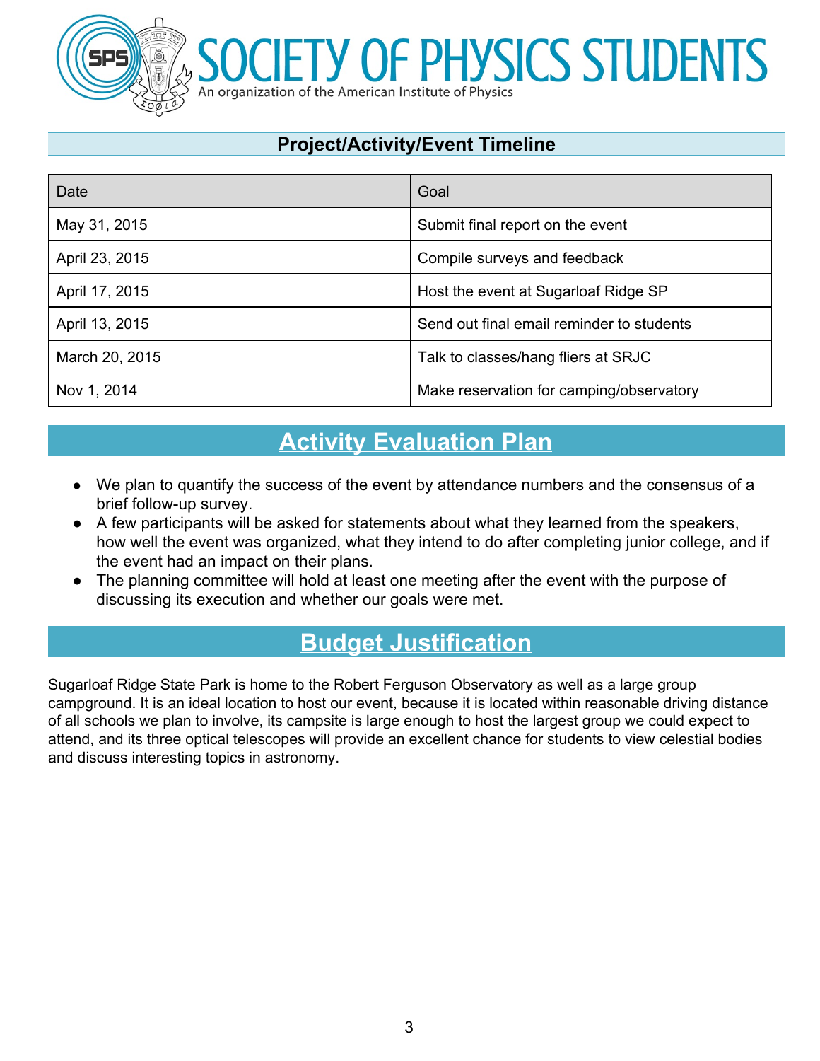## Project/Activity/Event Timeline

| Date | Goal |
|---|---|
| May 31, 2015 | Submit final report on the event |
| April 23, 2015 | Compile surveys and feedback |
| April 17, 2015 | Host the event at Sugarloaf Ridge SP |
| April 13, 2015 | Send out final email reminder to students |
| March 20, 2015 | Talk to classes/hang fliers at SRJC |
| Nov 1, 2014 | Make reservation for camping/observatory |

## Activity Evaluation Plan

- We plan to quantify the success of the event by attendance numbers and the consensus of a brief follow-up survey.
- A few participants will be asked for statements about what they learned from the speakers, how well the event was organized, what they intend to do after completing junior college, and if the event had an impact on their plans.
- The planning committee will hold at least one meeting after the event with the purpose of discussing its execution and whether our goals were met.

## Budget Justification

Sugarloaf Ridge State Park is home to the Robert Ferguson Observatory as well as a large group campground. It is an ideal location to host our event, because it is located within reasonable driving distance of all schools we plan to involve, its campsite is large enough to host the largest group we could expect to attend, and its three optical telescopes will provide an excellent chance for students to view celestial bodies and discuss interesting topics in astronomy.